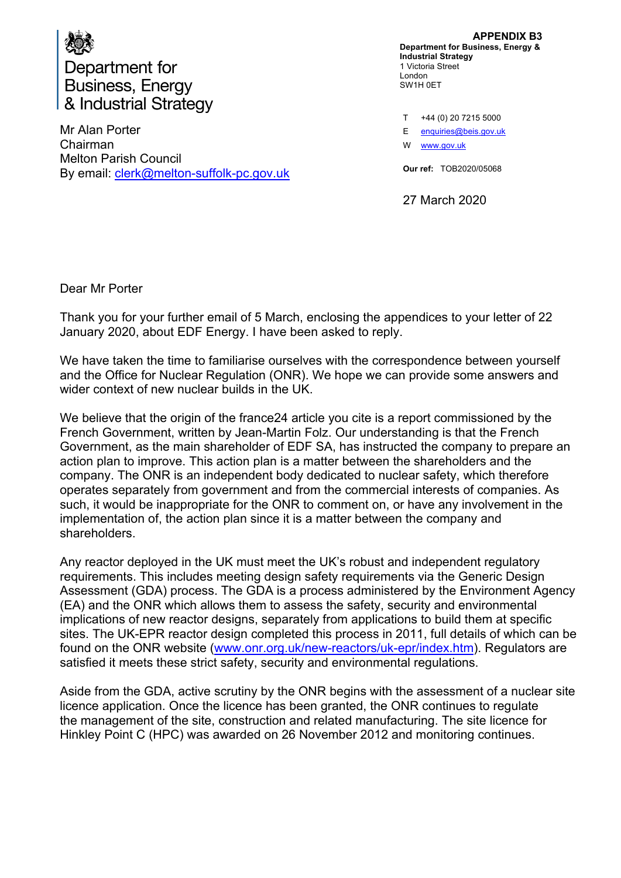**APPENDIX B3**

Department for Business, Energy & Industrial Strategy

**Department for Business, Energy & Industrial Strategy**
1 Victoria Street
London
SW1H 0ET

T +44 (0) 20 7215 5000
E enquiries@beis.gov.uk
W www.gov.uk

**Our ref:** TOB2020/05068

Mr Alan Porter
Chairman
Melton Parish Council
By email: clerk@melton-suffolk-pc.gov.uk

27 March 2020

Dear Mr Porter

Thank you for your further email of 5 March, enclosing the appendices to your letter of 22 January 2020, about EDF Energy. I have been asked to reply.

We have taken the time to familiarise ourselves with the correspondence between yourself and the Office for Nuclear Regulation (ONR). We hope we can provide some answers and wider context of new nuclear builds in the UK.

We believe that the origin of the france24 article you cite is a report commissioned by the French Government, written by Jean-Martin Folz. Our understanding is that the French Government, as the main shareholder of EDF SA, has instructed the company to prepare an action plan to improve. This action plan is a matter between the shareholders and the company. The ONR is an independent body dedicated to nuclear safety, which therefore operates separately from government and from the commercial interests of companies. As such, it would be inappropriate for the ONR to comment on, or have any involvement in the implementation of, the action plan since it is a matter between the company and shareholders.

Any reactor deployed in the UK must meet the UK's robust and independent regulatory requirements. This includes meeting design safety requirements via the Generic Design Assessment (GDA) process. The GDA is a process administered by the Environment Agency (EA) and the ONR which allows them to assess the safety, security and environmental implications of new reactor designs, separately from applications to build them at specific sites. The UK-EPR reactor design completed this process in 2011, full details of which can be found on the ONR website (www.onr.org.uk/new-reactors/uk-epr/index.htm). Regulators are satisfied it meets these strict safety, security and environmental regulations.

Aside from the GDA, active scrutiny by the ONR begins with the assessment of a nuclear site licence application. Once the licence has been granted, the ONR continues to regulate the management of the site, construction and related manufacturing. The site licence for Hinkley Point C (HPC) was awarded on 26 November 2012 and monitoring continues.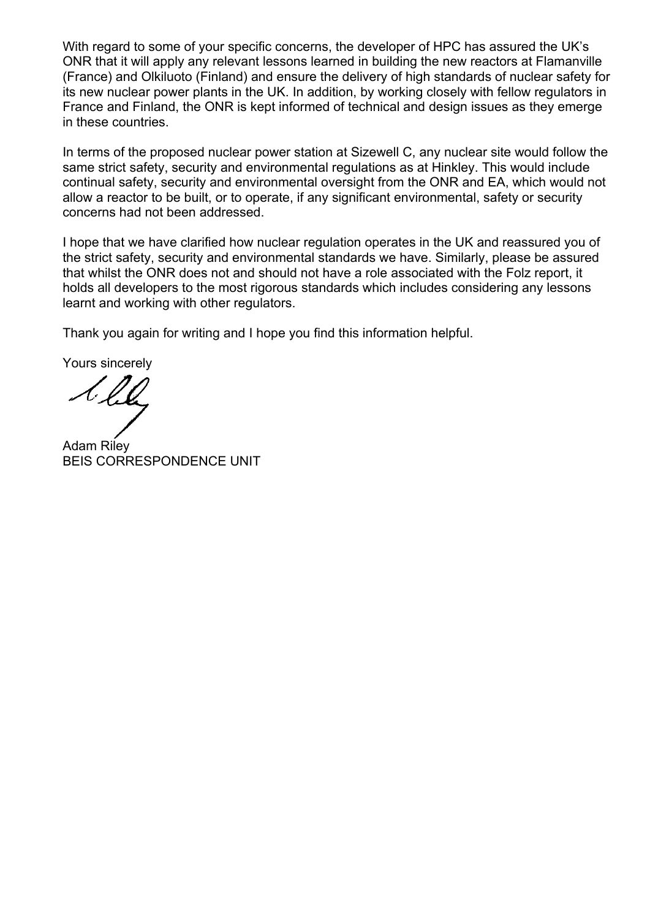With regard to some of your specific concerns, the developer of HPC has assured the UK's ONR that it will apply any relevant lessons learned in building the new reactors at Flamanville (France) and Olkiluoto (Finland) and ensure the delivery of high standards of nuclear safety for its new nuclear power plants in the UK. In addition, by working closely with fellow regulators in France and Finland, the ONR is kept informed of technical and design issues as they emerge in these countries.

In terms of the proposed nuclear power station at Sizewell C, any nuclear site would follow the same strict safety, security and environmental regulations as at Hinkley. This would include continual safety, security and environmental oversight from the ONR and EA, which would not allow a reactor to be built, or to operate, if any significant environmental, safety or security concerns had not been addressed.

I hope that we have clarified how nuclear regulation operates in the UK and reassured you of the strict safety, security and environmental standards we have. Similarly, please be assured that whilst the ONR does not and should not have a role associated with the Folz report, it holds all developers to the most rigorous standards which includes considering any lessons learnt and working with other regulators.

Thank you again for writing and I hope you find this information helpful.

Yours sincerely

Adam Riley
BEIS CORRESPONDENCE UNIT